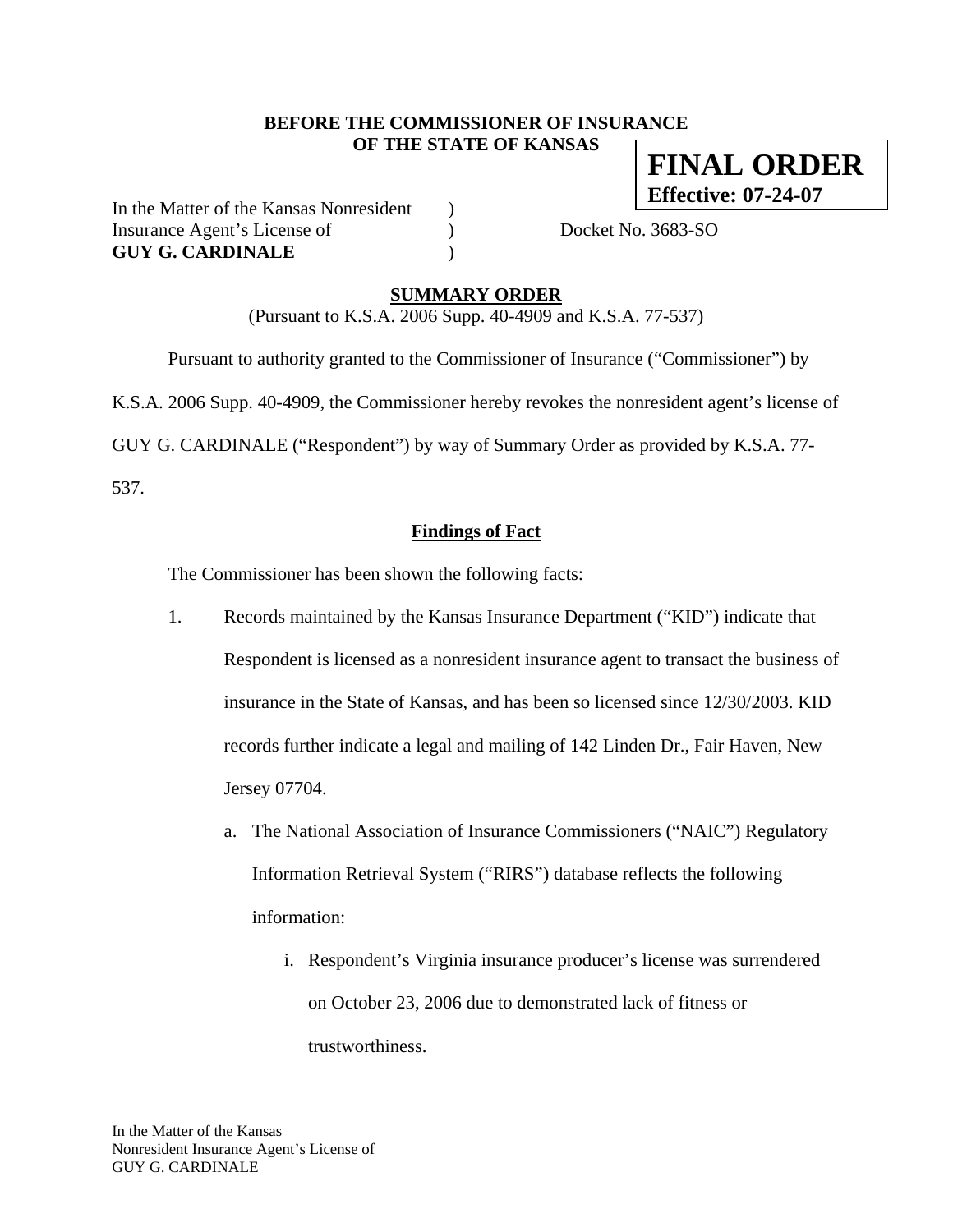**BEFORE THE COMMISSIONER OF INSURANCE**
**OF THE STATE OF KANSAS**

**FINAL ORDER**
**Effective: 07-24-07**

In the Matter of the Kansas Nonresident )
Insurance Agent's License of ) Docket No. 3683-SO
**GUY G. CARDINALE** )

## SUMMARY ORDER

(Pursuant to K.S.A. 2006 Supp. 40-4909 and K.S.A. 77-537)

Pursuant to authority granted to the Commissioner of Insurance ("Commissioner") by K.S.A. 2006 Supp. 40-4909, the Commissioner hereby revokes the nonresident agent's license of GUY G. CARDINALE ("Respondent") by way of Summary Order as provided by K.S.A. 77-537.

### Findings of Fact

The Commissioner has been shown the following facts:

1. Records maintained by the Kansas Insurance Department ("KID") indicate that Respondent is licensed as a nonresident insurance agent to transact the business of insurance in the State of Kansas, and has been so licensed since 12/30/2003. KID records further indicate a legal and mailing of 142 Linden Dr., Fair Haven, New Jersey 07704.
   a. The National Association of Insurance Commissioners ("NAIC") Regulatory Information Retrieval System ("RIRS") database reflects the following information:
      i. Respondent's Virginia insurance producer's license was surrendered on October 23, 2006 due to demonstrated lack of fitness or trustworthiness.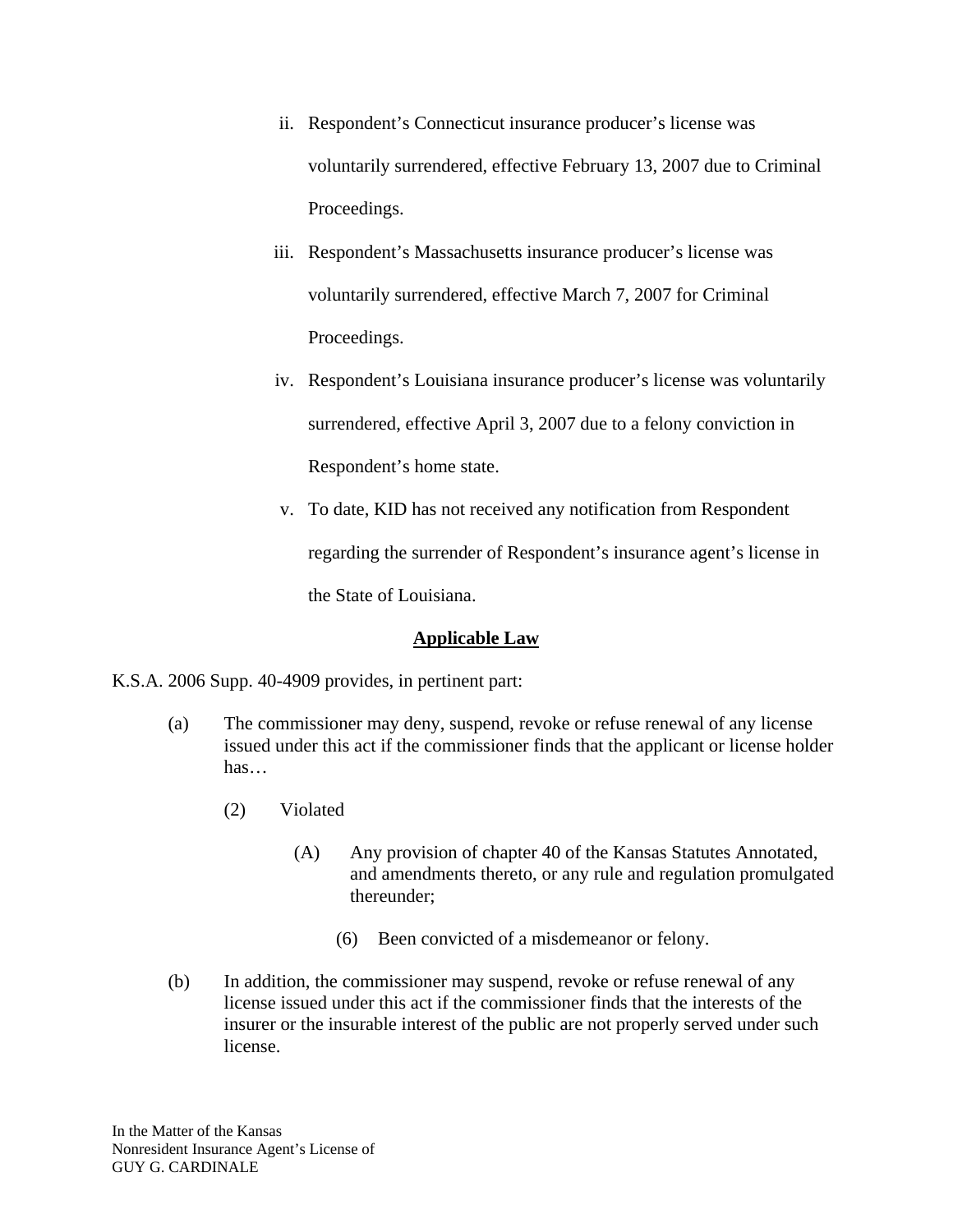ii. Respondent's Connecticut insurance producer's license was voluntarily surrendered, effective February 13, 2007 due to Criminal Proceedings.

iii. Respondent's Massachusetts insurance producer's license was voluntarily surrendered, effective March 7, 2007 for Criminal Proceedings.

iv. Respondent's Louisiana insurance producer's license was voluntarily surrendered, effective April 3, 2007 due to a felony conviction in Respondent's home state.

v. To date, KID has not received any notification from Respondent regarding the surrender of Respondent's insurance agent's license in the State of Louisiana.

## **Applicable Law**

K.S.A. 2006 Supp. 40-4909 provides, in pertinent part:

(a) The commissioner may deny, suspend, revoke or refuse renewal of any license issued under this act if the commissioner finds that the applicant or license holder has…

(2) Violated

(A) Any provision of chapter 40 of the Kansas Statutes Annotated, and amendments thereto, or any rule and regulation promulgated thereunder;

(6) Been convicted of a misdemeanor or felony.

(b) In addition, the commissioner may suspend, revoke or refuse renewal of any license issued under this act if the commissioner finds that the interests of the insurer or the insurable interest of the public are not properly served under such license.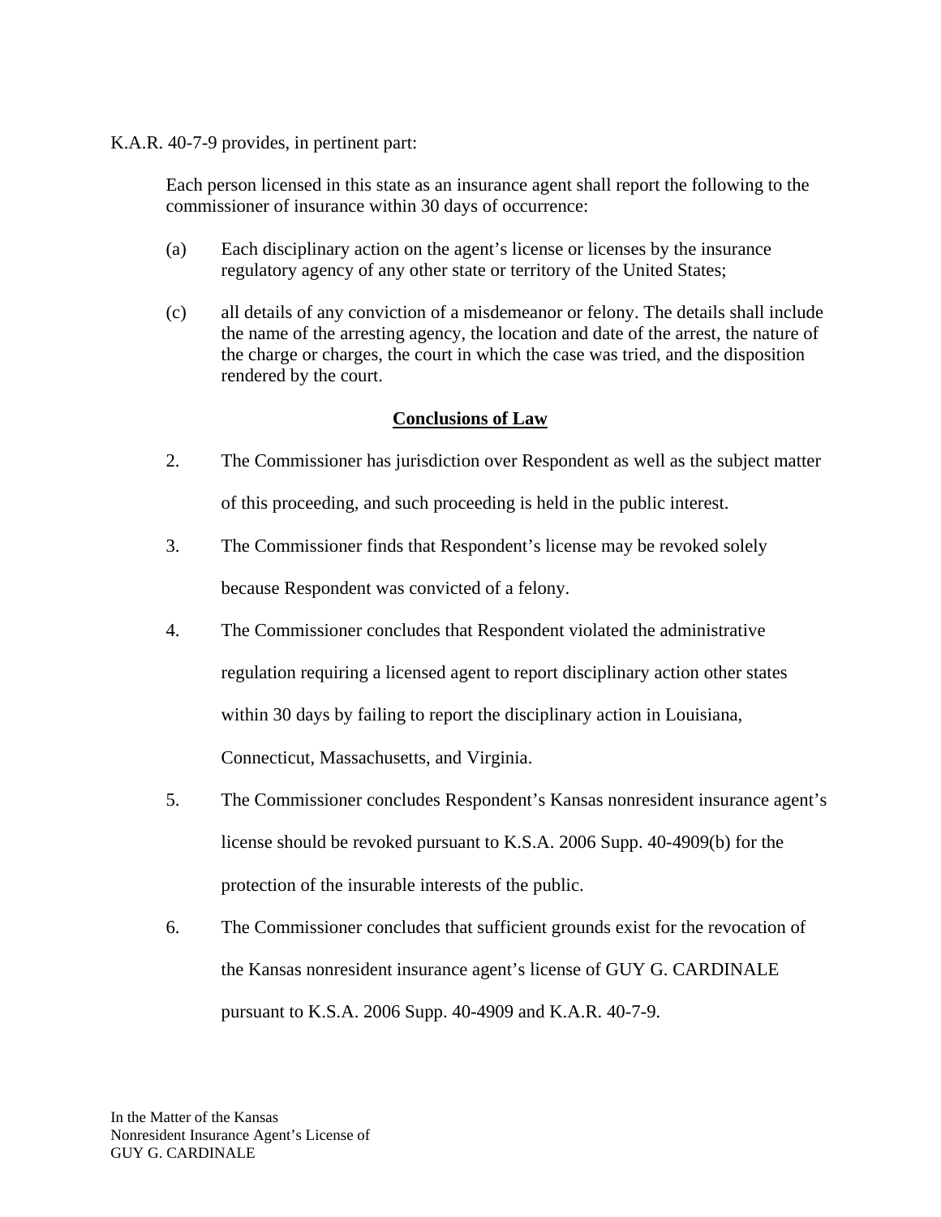K.A.R. 40-7-9 provides, in pertinent part:

> Each person licensed in this state as an insurance agent shall report the following to the commissioner of insurance within 30 days of occurrence:
>
> (a) Each disciplinary action on the agent's license or licenses by the insurance regulatory agency of any other state or territory of the United States;
>
> (c) all details of any conviction of a misdemeanor or felony. The details shall include the name of the arresting agency, the location and date of the arrest, the nature of the charge or charges, the court in which the case was tried, and the disposition rendered by the court.

## Conclusions of Law

2. The Commissioner has jurisdiction over Respondent as well as the subject matter of this proceeding, and such proceeding is held in the public interest.

3. The Commissioner finds that Respondent's license may be revoked solely because Respondent was convicted of a felony.

4. The Commissioner concludes that Respondent violated the administrative regulation requiring a licensed agent to report disciplinary action other states within 30 days by failing to report the disciplinary action in Louisiana, Connecticut, Massachusetts, and Virginia.

5. The Commissioner concludes Respondent's Kansas nonresident insurance agent's license should be revoked pursuant to K.S.A. 2006 Supp. 40-4909(b) for the protection of the insurable interests of the public.

6. The Commissioner concludes that sufficient grounds exist for the revocation of the Kansas nonresident insurance agent's license of GUY G. CARDINALE pursuant to K.S.A. 2006 Supp. 40-4909 and K.A.R. 40-7-9.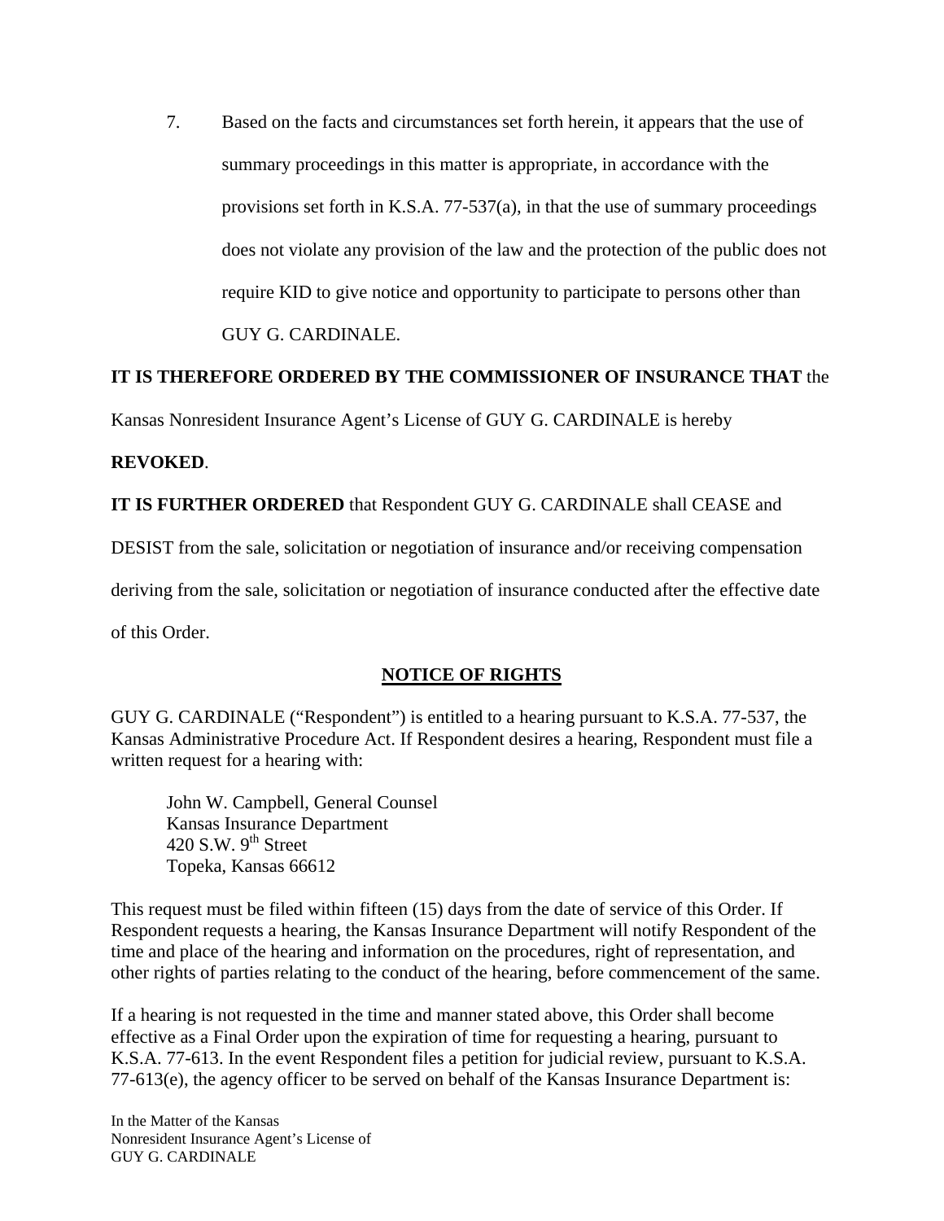7. Based on the facts and circumstances set forth herein, it appears that the use of summary proceedings in this matter is appropriate, in accordance with the provisions set forth in K.S.A. 77-537(a), in that the use of summary proceedings does not violate any provision of the law and the protection of the public does not require KID to give notice and opportunity to participate to persons other than GUY G. CARDINALE.

**IT IS THEREFORE ORDERED BY THE COMMISSIONER OF INSURANCE THAT** the Kansas Nonresident Insurance Agent's License of GUY G. CARDINALE is hereby **REVOKED**.

**IT IS FURTHER ORDERED** that Respondent GUY G. CARDINALE shall CEASE and DESIST from the sale, solicitation or negotiation of insurance and/or receiving compensation deriving from the sale, solicitation or negotiation of insurance conducted after the effective date of this Order.

## NOTICE OF RIGHTS

GUY G. CARDINALE ("Respondent") is entitled to a hearing pursuant to K.S.A. 77-537, the Kansas Administrative Procedure Act. If Respondent desires a hearing, Respondent must file a written request for a hearing with:

John W. Campbell, General Counsel
Kansas Insurance Department
420 S.W. 9th Street
Topeka, Kansas 66612

This request must be filed within fifteen (15) days from the date of service of this Order. If Respondent requests a hearing, the Kansas Insurance Department will notify Respondent of the time and place of the hearing and information on the procedures, right of representation, and other rights of parties relating to the conduct of the hearing, before commencement of the same.

If a hearing is not requested in the time and manner stated above, this Order shall become effective as a Final Order upon the expiration of time for requesting a hearing, pursuant to K.S.A. 77-613. In the event Respondent files a petition for judicial review, pursuant to K.S.A. 77-613(e), the agency officer to be served on behalf of the Kansas Insurance Department is: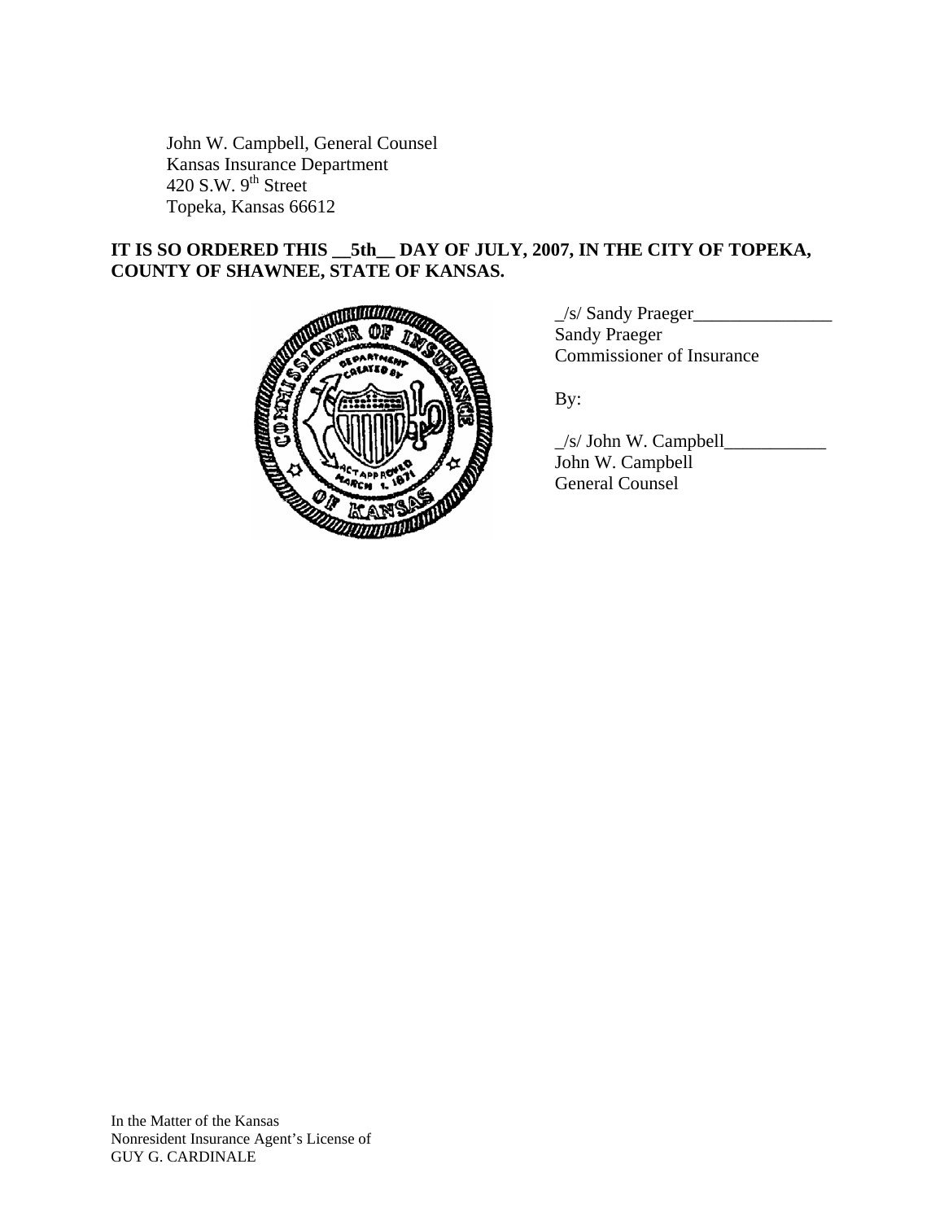John W. Campbell, General Counsel
Kansas Insurance Department
420 S.W. 9th Street
Topeka, Kansas 66612

**IT IS SO ORDERED THIS __5th__ DAY OF JULY, 2007, IN THE CITY OF TOPEKA, COUNTY OF SHAWNEE, STATE OF KANSAS.**

_/s/ Sandy Praeger_______________
Sandy Praeger
Commissioner of Insurance

By:

_/s/ John W. Campbell___________
John W. Campbell
General Counsel

In the Matter of the Kansas
Nonresident Insurance Agent's License of
GUY G. CARDINALE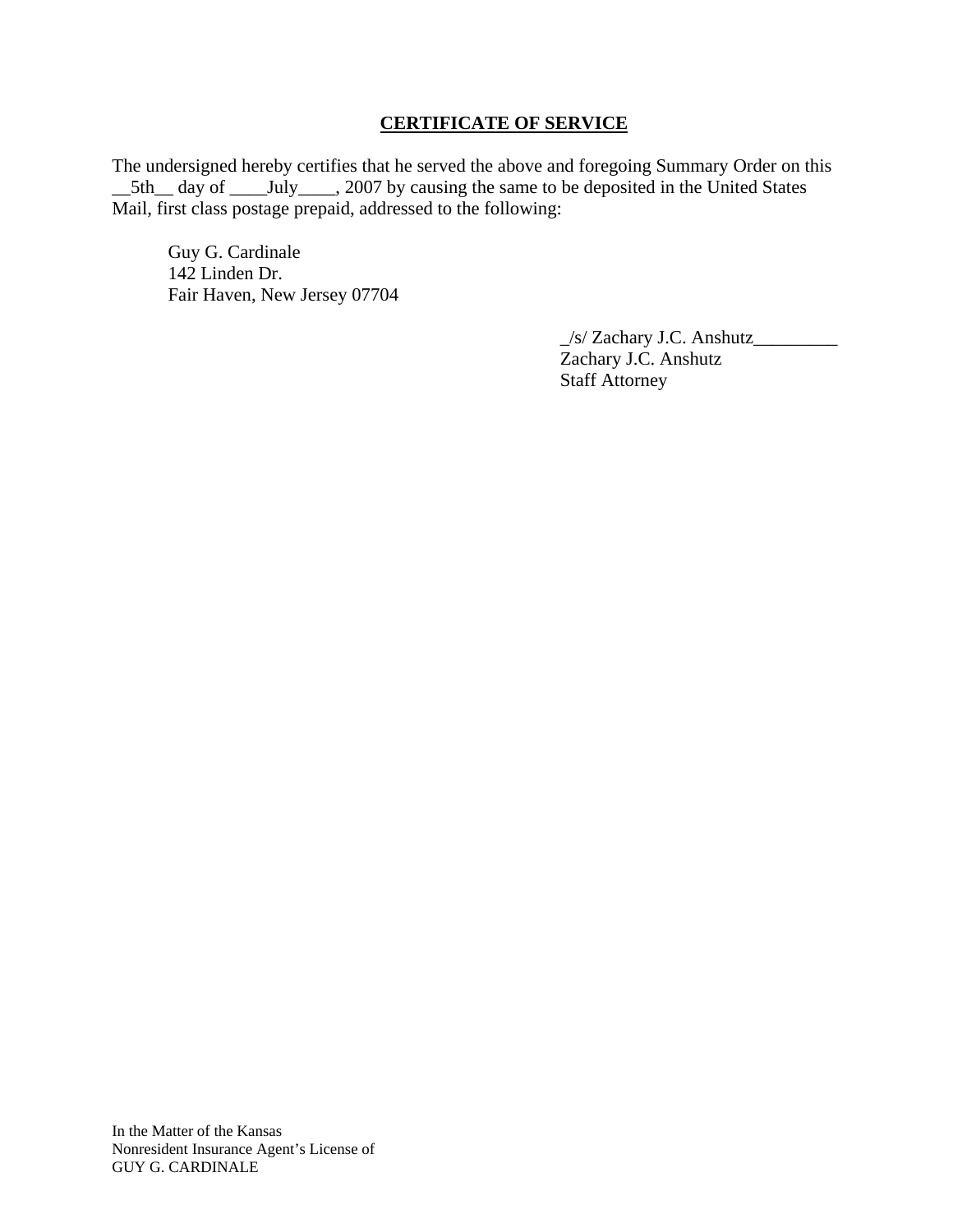**CERTIFICATE OF SERVICE**

The undersigned hereby certifies that he served the above and foregoing Summary Order on this __5th__ day of ____July____, 2007 by causing the same to be deposited in the United States Mail, first class postage prepaid, addressed to the following:

Guy G. Cardinale  
142 Linden Dr.  
Fair Haven, New Jersey 07704

_/s/ Zachary J.C. Anshutz_________  
Zachary J.C. Anshutz  
Staff Attorney

In the Matter of the Kansas  
Nonresident Insurance Agent's License of  
GUY G. CARDINALE